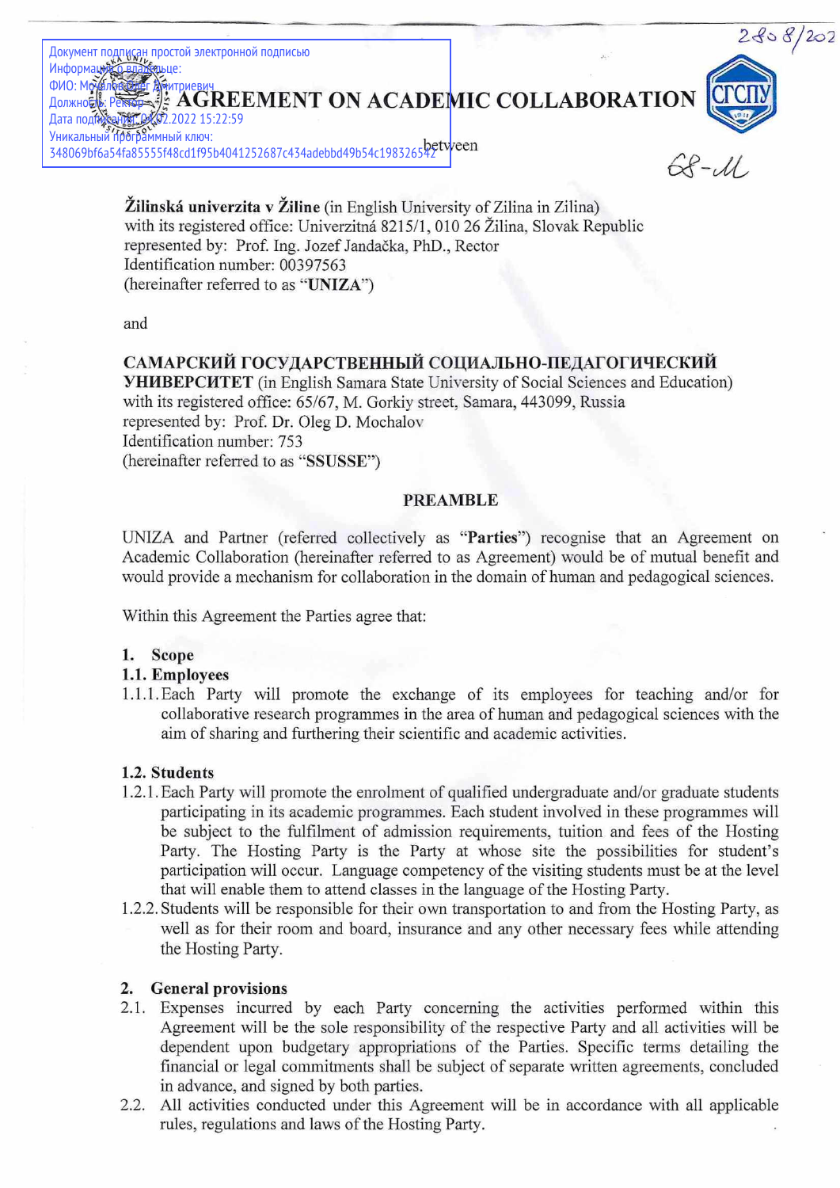Документ подписан простой электронной подписью
Информация о владельце:
ФИО: Мочалов Олег Дмитриевич
Должность: Ректор
Дата подписания: 04.02.2022 15:22:59
Уникальный программный ключ:
348069bf6a54fa85555f48cd1f95b4041252687c434adebbd49b54c198326542

2808/202

# AGREEMENT ON ACADEMIC COLLABORATION

between

68-М

**Žilinská univerzita v Žiline** (in English University of Zilina in Zilina)
with its registered office: Univerzitná 8215/1, 010 26 Žilina, Slovak Republic
represented by: Prof. Ing. Jozef Jandačka, PhD., Rector
Identification number: 00397563
(hereinafter referred to as "**UNIZA**")

and

**САМАРСКИЙ ГОСУДАРСТВЕННЫЙ СОЦИАЛЬНО-ПЕДАГОГИЧЕСКИЙ УНИВЕРСИТЕТ** (in English Samara State University of Social Sciences and Education)
with its registered office: 65/67, M. Gorkiy street, Samara, 443099, Russia
represented by: Prof. Dr. Oleg D. Mochalov
Identification number: 753
(hereinafter referred to as "**SSUSSE**")

## PREAMBLE

UNIZA and Partner (referred collectively as "**Parties**") recognise that an Agreement on Academic Collaboration (hereinafter referred to as Agreement) would be of mutual benefit and would provide a mechanism for collaboration in the domain of human and pedagogical sciences.

Within this Agreement the Parties agree that:

### 1. Scope

#### 1.1. Employees

1.1.1. Each Party will promote the exchange of its employees for teaching and/or for collaborative research programmes in the area of human and pedagogical sciences with the aim of sharing and furthering their scientific and academic activities.

#### 1.2. Students

1.2.1. Each Party will promote the enrolment of qualified undergraduate and/or graduate students participating in its academic programmes. Each student involved in these programmes will be subject to the fulfilment of admission requirements, tuition and fees of the Hosting Party. The Hosting Party is the Party at whose site the possibilities for student's participation will occur. Language competency of the visiting students must be at the level that will enable them to attend classes in the language of the Hosting Party.

1.2.2. Students will be responsible for their own transportation to and from the Hosting Party, as well as for their room and board, insurance and any other necessary fees while attending the Hosting Party.

### 2. General provisions

2.1. Expenses incurred by each Party concerning the activities performed within this Agreement will be the sole responsibility of the respective Party and all activities will be dependent upon budgetary appropriations of the Parties. Specific terms detailing the financial or legal commitments shall be subject of separate written agreements, concluded in advance, and signed by both parties.

2.2. All activities conducted under this Agreement will be in accordance with all applicable rules, regulations and laws of the Hosting Party.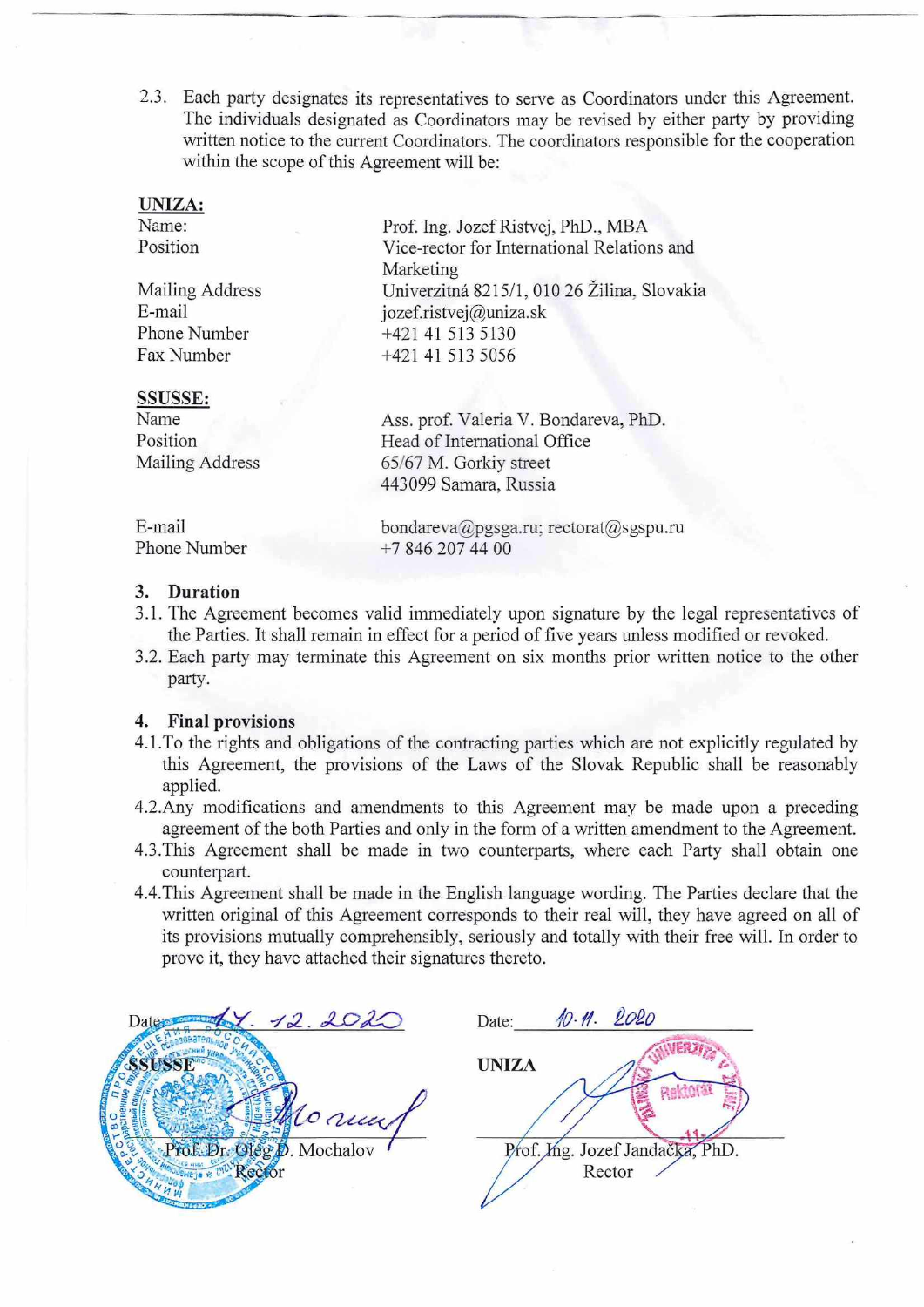2.3. Each party designates its representatives to serve as Coordinators under this Agreement. The individuals designated as Coordinators may be revised by either party by providing written notice to the current Coordinators. The coordinators responsible for the cooperation within the scope of this Agreement will be:

**UNIZA:**

| | |
|---|---|
| Name: | Prof. Ing. Jozef Ristvej, PhD., MBA |
| Position | Vice-rector for International Relations and Marketing |
| Mailing Address | Univerzitná 8215/1, 010 26 Žilina, Slovakia |
| E-mail | jozef.ristvej@uniza.sk |
| Phone Number | +421 41 513 5130 |
| Fax Number | +421 41 513 5056 |

**SSUSSE:**

| | |
|---|---|
| Name | Ass. prof. Valeria V. Bondareva, PhD. |
| Position | Head of International Office |
| Mailing Address | 65/67 M. Gorkiy street<br>443099 Samara, Russia |
| E-mail | bondareva@pgsga.ru; rectorat@sgspu.ru |
| Phone Number | +7 846 207 44 00 |

**3. Duration**

3.1. The Agreement becomes valid immediately upon signature by the legal representatives of the Parties. It shall remain in effect for a period of five years unless modified or revoked.

3.2. Each party may terminate this Agreement on six months prior written notice to the other party.

**4. Final provisions**

4.1. To the rights and obligations of the contracting parties which are not explicitly regulated by this Agreement, the provisions of the Laws of the Slovak Republic shall be reasonably applied.

4.2. Any modifications and amendments to this Agreement may be made upon a preceding agreement of the both Parties and only in the form of a written amendment to the Agreement.

4.3. This Agreement shall be made in two counterparts, where each Party shall obtain one counterpart.

4.4. This Agreement shall be made in the English language wording. The Parties declare that the written original of this Agreement corresponds to their real will, they have agreed on all of its provisions mutually comprehensibly, seriously and totally with their free will. In order to prove it, they have attached their signatures thereto.

Date: 17. 12. 2020

SSUSSE

Prof. Dr. Oleg D. Mochalov
Rector

Date: 10. 11. 2020

UNIZA

Prof. Ing. Jozef Jandačka, PhD.
Rector